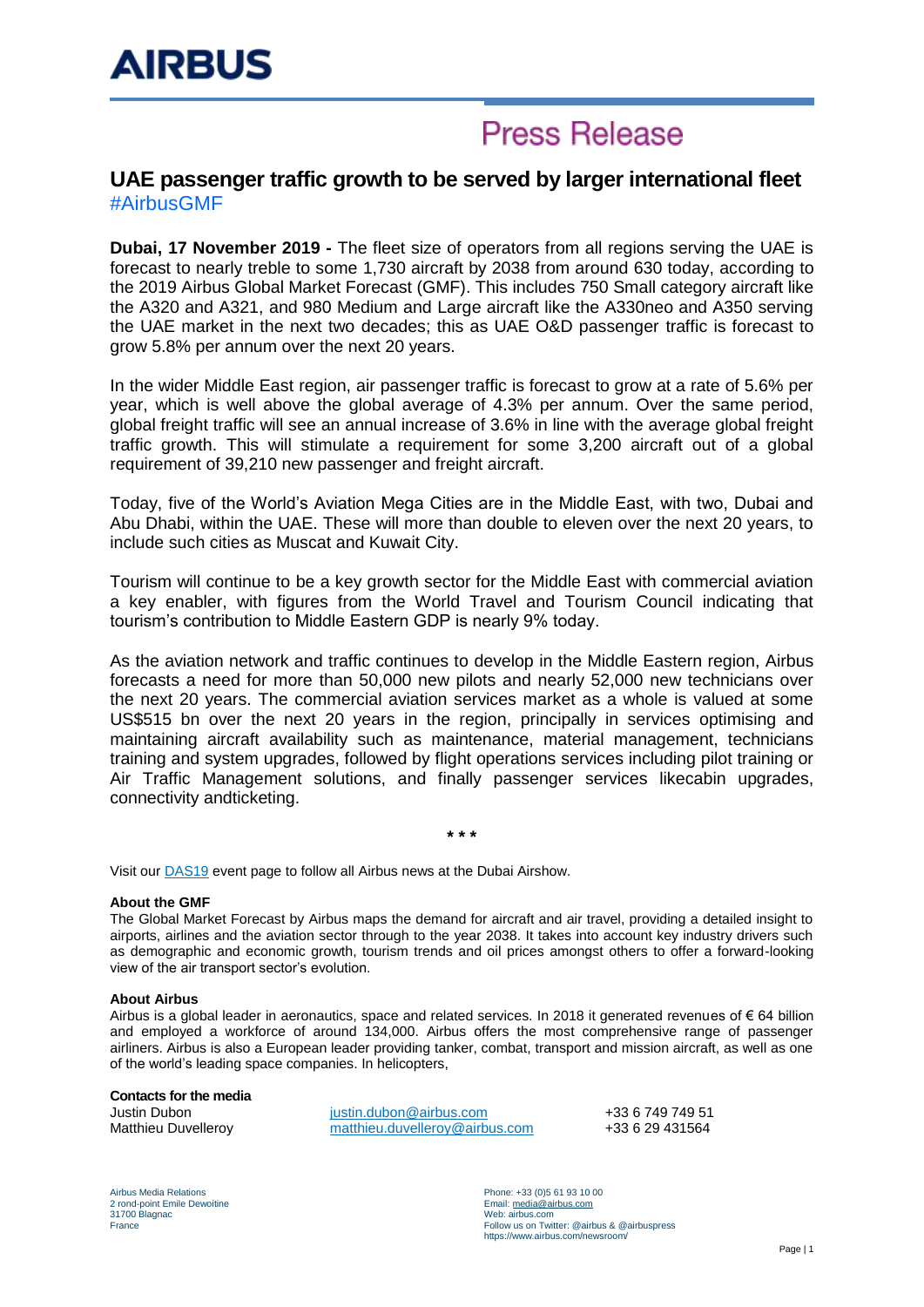# Press Release

## UAE passenger traffic growth to be served by larger international fleet

#AirbusGMF

**Dubai, 17 November 2019 -** The fleet size of operators from all regions serving the UAE is forecast to nearly treble to some 1,730 aircraft by 2038 from around 630 today, according to the 2019 Airbus Global Market Forecast (GMF). This includes 750 Small category aircraft like the A320 and A321, and 980 Medium and Large aircraft like the A330neo and A350 serving the UAE market in the next two decades; this as UAE O&D passenger traffic is forecast to grow 5.8% per annum over the next 20 years.

In the wider Middle East region, air passenger traffic is forecast to grow at a rate of 5.6% per year, which is well above the global average of 4.3% per annum. Over the same period, global freight traffic will see an annual increase of 3.6% in line with the average global freight traffic growth. This will stimulate a requirement for some 3,200 aircraft out of a global requirement of 39,210 new passenger and freight aircraft.

Today, five of the World's Aviation Mega Cities are in the Middle East, with two, Dubai and Abu Dhabi, within the UAE. These will more than double to eleven over the next 20 years, to include such cities as Muscat and Kuwait City.

Tourism will continue to be a key growth sector for the Middle East with commercial aviation a key enabler, with figures from the World Travel and Tourism Council indicating that tourism's contribution to Middle Eastern GDP is nearly 9% today.

As the aviation network and traffic continues to develop in the Middle Eastern region, Airbus forecasts a need for more than 50,000 new pilots and nearly 52,000 new technicians over the next 20 years. The commercial aviation services market as a whole is valued at some US$515 bn over the next 20 years in the region, principally in services optimising and maintaining aircraft availability such as maintenance, material management, technicians training and system upgrades, followed by flight operations services including pilot training or Air Traffic Management solutions, and finally passenger services likecabin upgrades, connectivity andticketing.

\* \* \*

Visit our DAS19 event page to follow all Airbus news at the Dubai Airshow.

**About the GMF**

The Global Market Forecast by Airbus maps the demand for aircraft and air travel, providing a detailed insight to airports, airlines and the aviation sector through to the year 2038. It takes into account key industry drivers such as demographic and economic growth, tourism trends and oil prices amongst others to offer a forward-looking view of the air transport sector's evolution.

**About Airbus**

Airbus is a global leader in aeronautics, space and related services. In 2018 it generated revenues of € 64 billion and employed a workforce of around 134,000. Airbus offers the most comprehensive range of passenger airliners. Airbus is also a European leader providing tanker, combat, transport and mission aircraft, as well as one of the world's leading space companies. In helicopters,

**Contacts for the media**

| | | |
|---|---|---|
| Justin Dubon | justin.dubon@airbus.com | +33 6 749 749 51 |
| Matthieu Duvelleroy | matthieu.duvelleroy@airbus.com | +33 6 29 431564 |

Airbus Media Relations
2 rond-point Emile Dewoitine
31700 Blagnac
France

Phone: +33 (0)5 61 93 10 00
Email: media@airbus.com
Web: airbus.com
Follow us on Twitter: @airbus & @airbuspress
https://www.airbus.com/newsroom/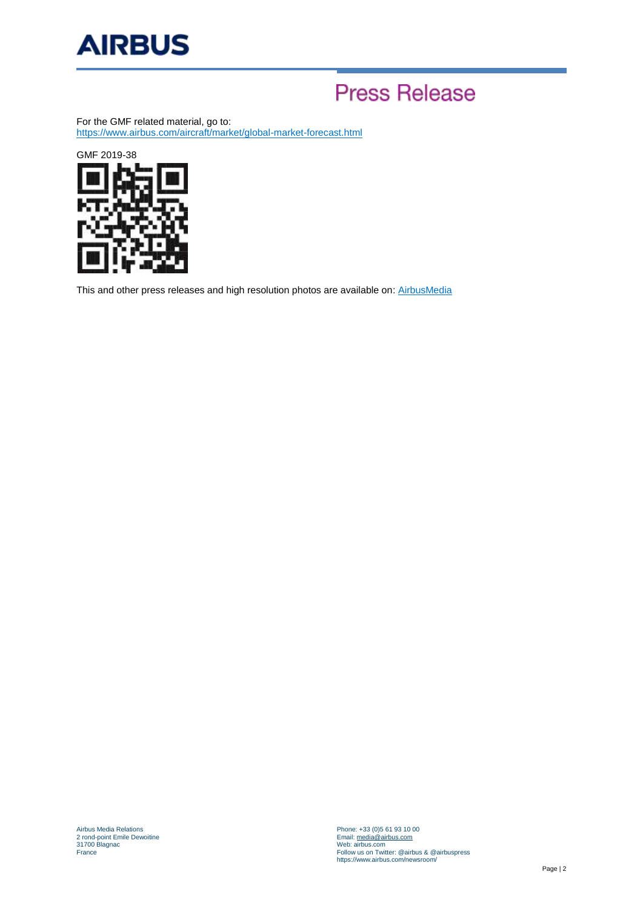For the GMF related material, go to:
https://www.airbus.com/aircraft/market/global-market-forecast.html

GMF 2019-38

This and other press releases and high resolution photos are available on: AirbusMedia

Airbus Media Relations
2 rond-point Emile Dewoitine
31700 Blagnac
France

Phone: +33 (0)5 61 93 10 00
Email: media@airbus.com
Web: airbus.com
Follow us on Twitter: @airbus & @airbuspress
https://www.airbus.com/newsroom/